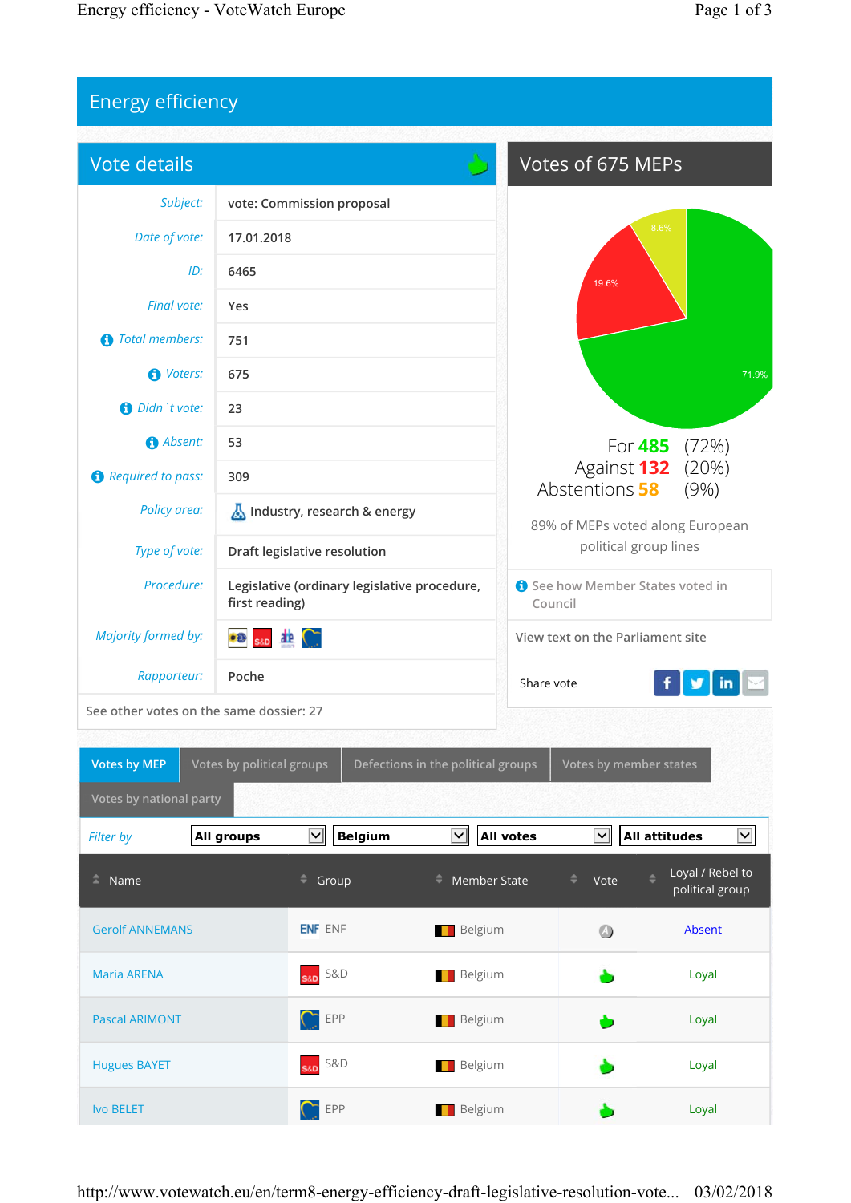# Energy efficiency

## Vote details

| | |
|---|---|
| *Subject:* | vote: Commission proposal |
| *Date of vote:* | 17.01.2018 |
| *ID:* | 6465 |
| *Final vote:* | Yes |
| *Total members:* | 751 |
| *Voters:* | 675 |
| *Didn`t vote:* | 23 |
| *Absent:* | 53 |
| *Required to pass:* | 309 |
| *Policy area:* | Industry, research & energy |
| *Type of vote:* | Draft legislative resolution |
| *Procedure:* | Legislative (ordinary legislative procedure, first reading) |
| *Majority formed by:* | |
| *Rapporteur:* | Poche |

See other votes on the same dossier: 27

## Votes of 675 MEPs

8.6%
19.6%
71.9%

For **485** (72%)
Against **132** (20%)
Abstentions **58** (9%)

89% of MEPs voted along European political group lines

See how Member States voted in Council

View text on the Parliament site

Share vote

Votes by MEP | Votes by political groups | Defections in the political groups | Votes by member states | Votes by national party

*Filter by* **All groups** **Belgium** **All votes** **All attitudes**

| Name | Group | Member State | Vote | Loyal / Rebel to political group |
|---|---|---|---|---|
| Gerolf ANNEMANS | ENF | Belgium | A | Absent |
| Maria ARENA | S&D | Belgium | | Loyal |
| Pascal ARIMONT | EPP | Belgium | | Loyal |
| Hugues BAYET | S&D | Belgium | | Loyal |
| Ivo BELET | EPP | Belgium | | Loyal |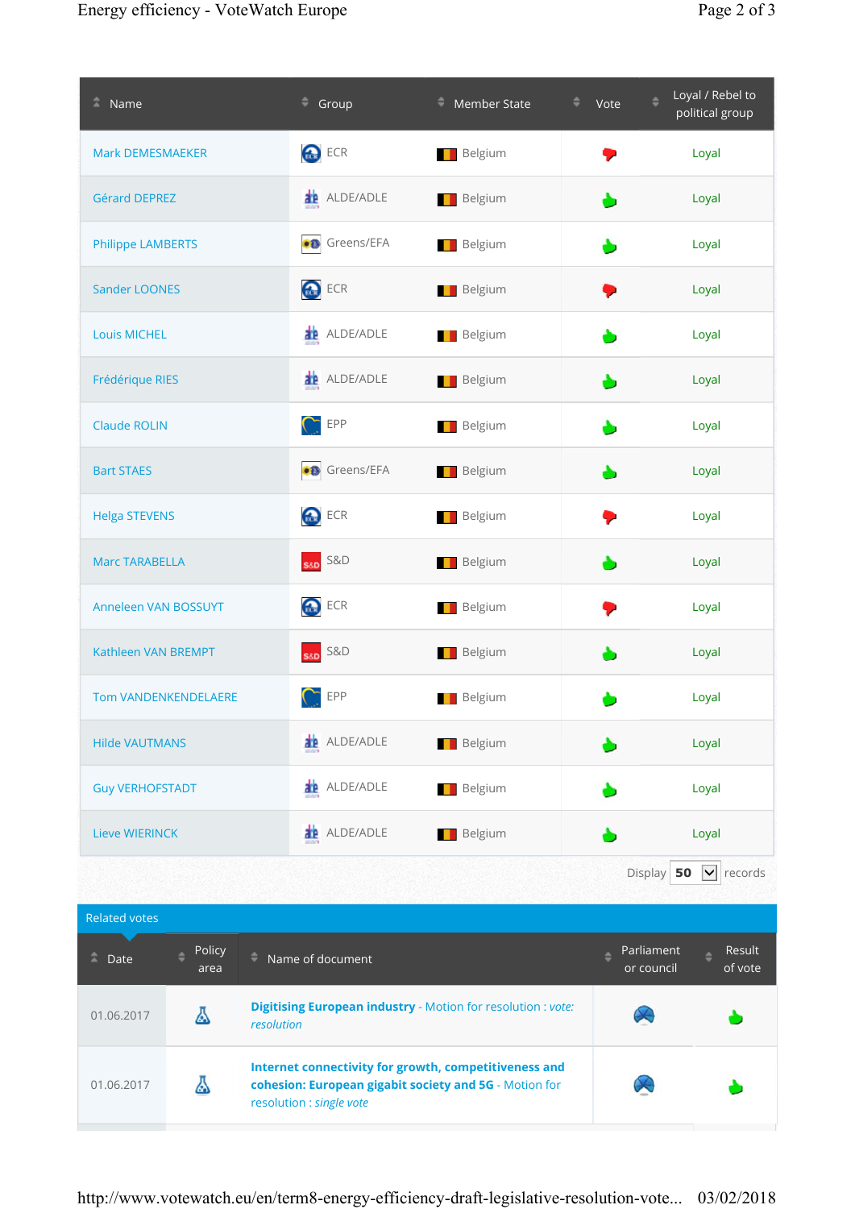| Name | Group | Member State | Vote | Loyal / Rebel to political group |
|---|---|---|---|---|
| Mark DEMESMAEKER | ECR | Belgium | Against | Loyal |
| Gérard DEPREZ | ALDE/ADLE | Belgium | For | Loyal |
| Philippe LAMBERTS | Greens/EFA | Belgium | For | Loyal |
| Sander LOONES | ECR | Belgium | Against | Loyal |
| Louis MICHEL | ALDE/ADLE | Belgium | For | Loyal |
| Frédérique RIES | ALDE/ADLE | Belgium | For | Loyal |
| Claude ROLIN | EPP | Belgium | For | Loyal |
| Bart STAES | Greens/EFA | Belgium | For | Loyal |
| Helga STEVENS | ECR | Belgium | Against | Loyal |
| Marc TARABELLA | S&D | Belgium | For | Loyal |
| Anneleen VAN BOSSUYT | ECR | Belgium | Against | Loyal |
| Kathleen VAN BREMPT | S&D | Belgium | For | Loyal |
| Tom VANDENKENDELAERE | EPP | Belgium | For | Loyal |
| Hilde VAUTMANS | ALDE/ADLE | Belgium | For | Loyal |
| Guy VERHOFSTADT | ALDE/ADLE | Belgium | For | Loyal |
| Lieve WIERINCK | ALDE/ADLE | Belgium | For | Loyal |

Display 50 records

## Related votes

| Date | Policy area | Name of document | Parliament or council | Result of vote |
|---|---|---|---|---|
| 01.06.2017 | | **Digitising European industry** - Motion for resolution : *vote: resolution* | | For |
| 01.06.2017 | | **Internet connectivity for growth, competitiveness and cohesion: European gigabit society and 5G** - Motion for resolution : *single vote* | | For |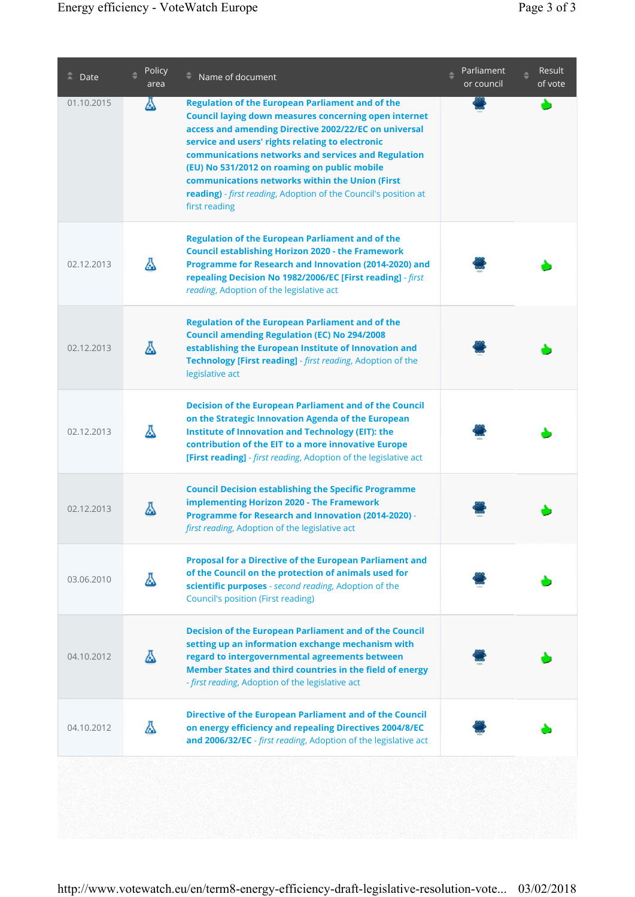| Date | Policy area | Name of document | Parliament or council | Result of vote |
|---|---|---|---|---|
| 01.10.2015 | | **Regulation of the European Parliament and of the Council laying down measures concerning open internet access and amending Directive 2002/22/EC on universal service and users' rights relating to electronic communications networks and services and Regulation (EU) No 531/2012 on roaming on public mobile communications networks within the Union (First reading)** - *first reading*, Adoption of the Council's position at first reading | | |
| 02.12.2013 | | **Regulation of the European Parliament and of the Council establishing Horizon 2020 - the Framework Programme for Research and Innovation (2014-2020) and repealing Decision No 1982/2006/EC [First reading]** - *first reading*, Adoption of the legislative act | | |
| 02.12.2013 | | **Regulation of the European Parliament and of the Council amending Regulation (EC) No 294/2008 establishing the European Institute of Innovation and Technology [First reading]** - *first reading*, Adoption of the legislative act | | |
| 02.12.2013 | | **Decision of the European Parliament and of the Council on the Strategic Innovation Agenda of the European Institute of Innovation and Technology (EIT): the contribution of the EIT to a more innovative Europe [First reading]** - *first reading*, Adoption of the legislative act | | |
| 02.12.2013 | | **Council Decision establishing the Specific Programme implementing Horizon 2020 - The Framework Programme for Research and Innovation (2014-2020)** - *first reading*, Adoption of the legislative act | | |
| 03.06.2010 | | **Proposal for a Directive of the European Parliament and of the Council on the protection of animals used for scientific purposes** - *second reading*, Adoption of the Council's position (First reading) | | |
| 04.10.2012 | | **Decision of the European Parliament and of the Council setting up an information exchange mechanism with regard to intergovernmental agreements between Member States and third countries in the field of energy** - *first reading*, Adoption of the legislative act | | |
| 04.10.2012 | | **Directive of the European Parliament and of the Council on energy efficiency and repealing Directives 2004/8/EC and 2006/32/EC** - *first reading*, Adoption of the legislative act | | |